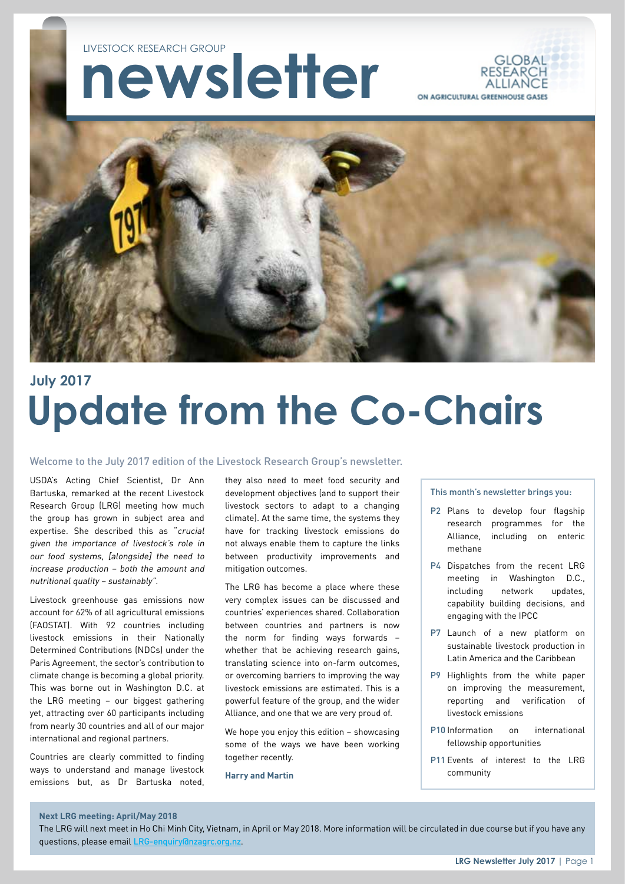LIVESTOCK RESEARCH GROUP

# newsletter

GLOBAL RESEARCH ALLIANCE ON AGRICULTURAL GREENHOUSE GASES

July 2017

# Update from the Co-Chairs

Welcome to the July 2017 edition of the Livestock Research Group's newsletter.

USDA's Acting Chief Scientist, Dr Ann Bartuska, remarked at the recent Livestock Research Group (LRG) meeting how much the group has grown in subject area and expertise. She described this as "*crucial given the importance of livestock's role in our food systems, [alongside] the need to increase production – both the amount and nutritional quality – sustainably*".

Livestock greenhouse gas emissions now account for 62% of all agricultural emissions (FAOSTAT). With 92 countries including livestock emissions in their Nationally Determined Contributions (NDCs) under the Paris Agreement, the sector's contribution to climate change is becoming a global priority. This was borne out in Washington D.C. at the LRG meeting – our biggest gathering yet, attracting over 60 participants including from nearly 30 countries and all of our major international and regional partners.

Countries are clearly committed to finding ways to understand and manage livestock emissions but, as Dr Bartuska noted, they also need to meet food security and development objectives (and to support their livestock sectors to adapt to a changing climate). At the same time, the systems they have for tracking livestock emissions do not always enable them to capture the links between productivity improvements and mitigation outcomes.

The LRG has become a place where these very complex issues can be discussed and countries' experiences shared. Collaboration between countries and partners is now the norm for finding ways forwards – whether that be achieving research gains, translating science into on-farm outcomes, or overcoming barriers to improving the way livestock emissions are estimated. This is a powerful feature of the group, and the wider Alliance, and one that we are very proud of.

We hope you enjoy this edition – showcasing some of the ways we have been working together recently.

**Harry and Martin**

**This month's newsletter brings you:**

- **P2** Plans to develop four flagship research programmes for the Alliance, including on enteric methane
- **P4** Dispatches from the recent LRG meeting in Washington D.C., including network updates, capability building decisions, and engaging with the IPCC
- **P7** Launch of a new platform on sustainable livestock production in Latin America and the Caribbean
- **P9** Highlights from the white paper on improving the measurement, reporting and verification of livestock emissions
- **P10** Information on international fellowship opportunities
- **P11** Events of interest to the LRG community

**Next LRG meeting: April/May 2018**

The LRG will next meet in Ho Chi Minh City, Vietnam, in April or May 2018. More information will be circulated in due course but if you have any questions, please email LRG-enquiry@nzagrc.org.nz.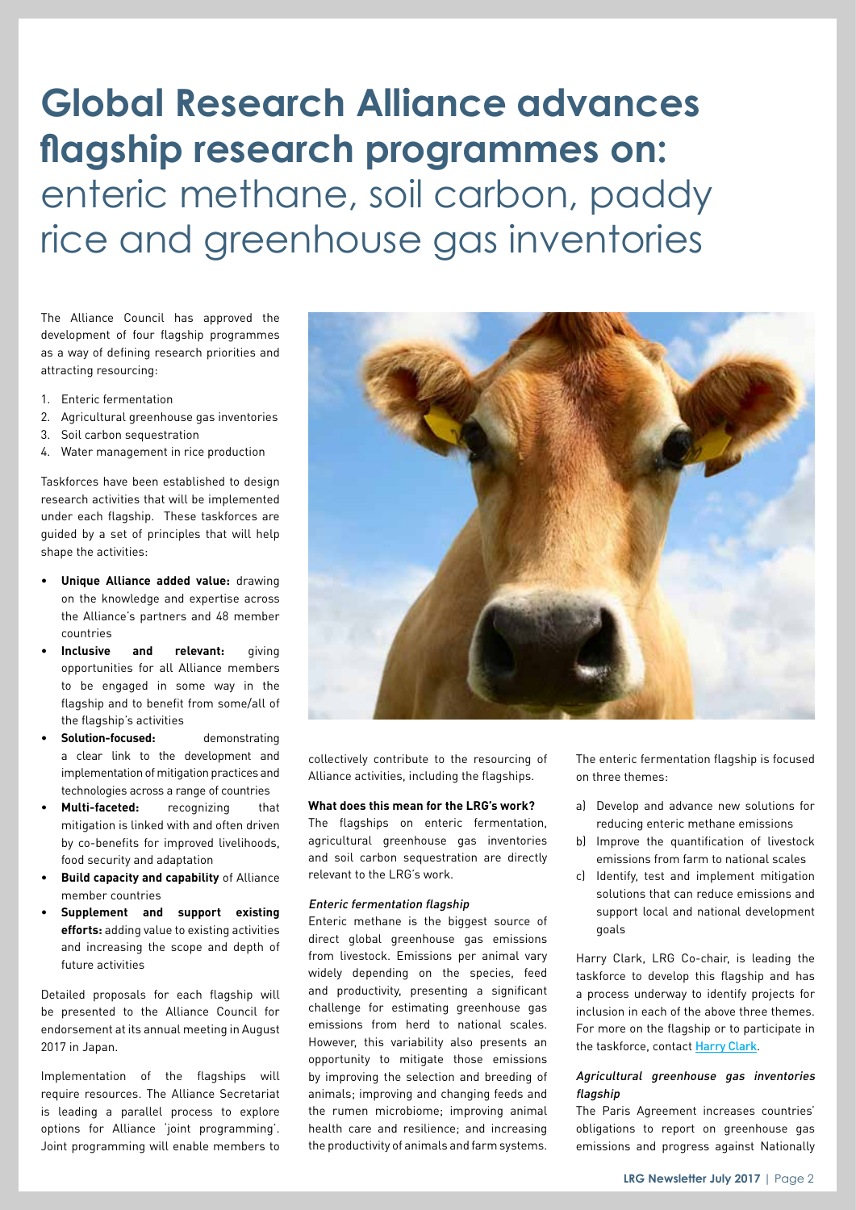# Global Research Alliance advances flagship research programmes on: enteric methane, soil carbon, paddy rice and greenhouse gas inventories

The Alliance Council has approved the development of four flagship programmes as a way of defining research priorities and attracting resourcing:

1. Enteric fermentation
2. Agricultural greenhouse gas inventories
3. Soil carbon sequestration
4. Water management in rice production

Taskforces have been established to design research activities that will be implemented under each flagship. These taskforces are guided by a set of principles that will help shape the activities:

- **Unique Alliance added value:** drawing on the knowledge and expertise across the Alliance's partners and 48 member countries
- **Inclusive and relevant:** giving opportunities for all Alliance members to be engaged in some way in the flagship and to benefit from some/all of the flagship's activities
- **Solution-focused:** demonstrating a clear link to the development and implementation of mitigation practices and technologies across a range of countries
- **Multi-faceted:** recognizing that mitigation is linked with and often driven by co-benefits for improved livelihoods, food security and adaptation
- **Build capacity and capability** of Alliance member countries
- **Supplement and support existing efforts:** adding value to existing activities and increasing the scope and depth of future activities

Detailed proposals for each flagship will be presented to the Alliance Council for endorsement at its annual meeting in August 2017 in Japan.

Implementation of the flagships will require resources. The Alliance Secretariat is leading a parallel process to explore options for Alliance 'joint programming'. Joint programming will enable members to collectively contribute to the resourcing of Alliance activities, including the flagships.

**What does this mean for the LRG's work?**

The flagships on enteric fermentation, agricultural greenhouse gas inventories and soil carbon sequestration are directly relevant to the LRG's work.

*Enteric fermentation flagship*

Enteric methane is the biggest source of direct global greenhouse gas emissions from livestock. Emissions per animal vary widely depending on the species, feed and productivity, presenting a significant challenge for estimating greenhouse gas emissions from herd to national scales. However, this variability also presents an opportunity to mitigate those emissions by improving the selection and breeding of animals; improving and changing feeds and the rumen microbiome; improving animal health care and resilience; and increasing the productivity of animals and farm systems.

The enteric fermentation flagship is focused on three themes:

a) Develop and advance new solutions for reducing enteric methane emissions
b) Improve the quantification of livestock emissions from farm to national scales
c) Identify, test and implement mitigation solutions that can reduce emissions and support local and national development goals

Harry Clark, LRG Co-chair, is leading the taskforce to develop this flagship and has a process underway to identify projects for inclusion in each of the above three themes. For more on the flagship or to participate in the taskforce, contact Harry Clark.

*Agricultural greenhouse gas inventories flagship*

The Paris Agreement increases countries' obligations to report on greenhouse gas emissions and progress against Nationally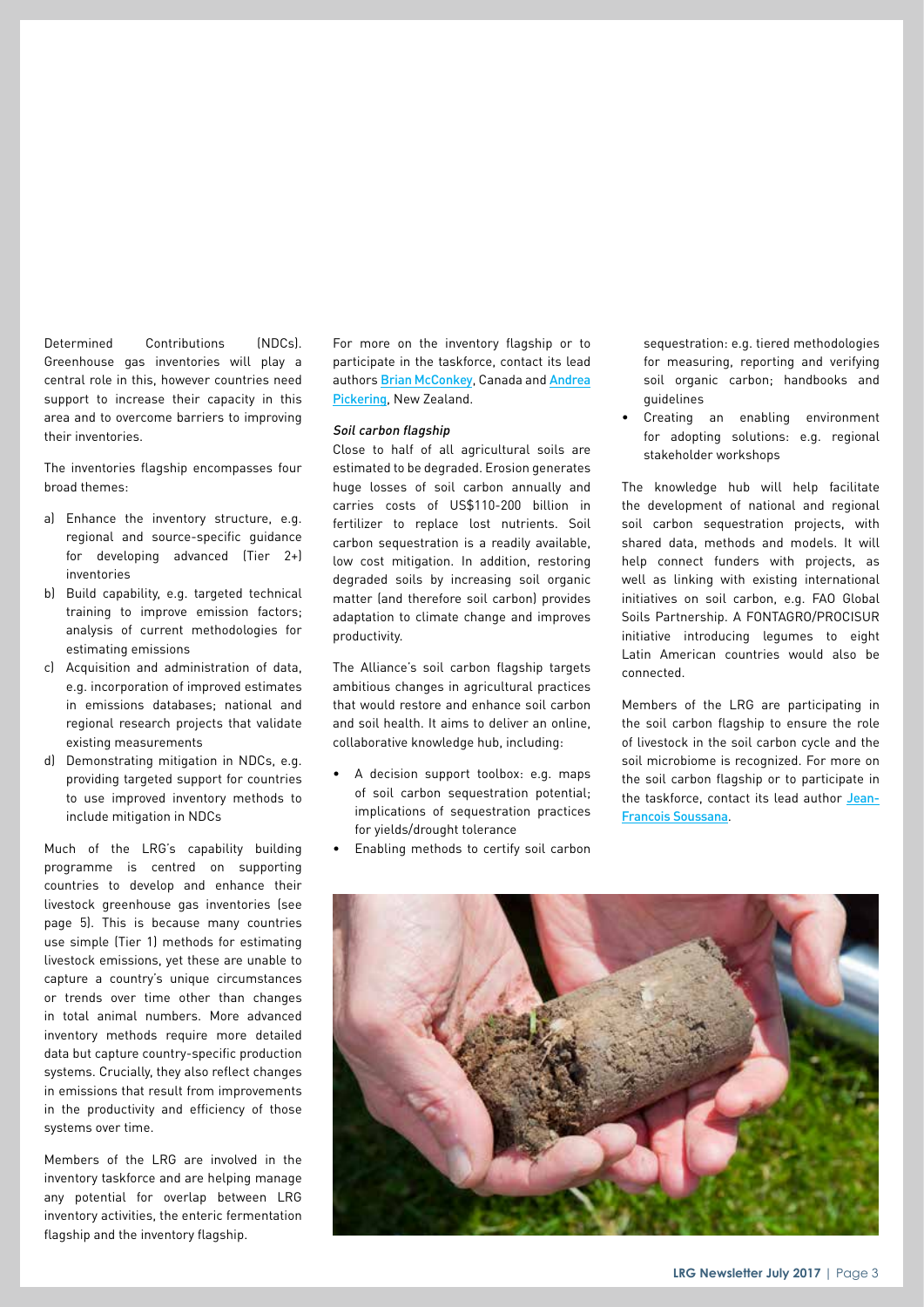Determined Contributions (NDCs). Greenhouse gas inventories will play a central role in this, however countries need support to increase their capacity in this area and to overcome barriers to improving their inventories.

The inventories flagship encompasses four broad themes:

a) Enhance the inventory structure, e.g. regional and source-specific guidance for developing advanced (Tier 2+) inventories
b) Build capability, e.g. targeted technical training to improve emission factors; analysis of current methodologies for estimating emissions
c) Acquisition and administration of data, e.g. incorporation of improved estimates in emissions databases; national and regional research projects that validate existing measurements
d) Demonstrating mitigation in NDCs, e.g. providing targeted support for countries to use improved inventory methods to include mitigation in NDCs

Much of the LRG's capability building programme is centred on supporting countries to develop and enhance their livestock greenhouse gas inventories (see page 5). This is because many countries use simple (Tier 1) methods for estimating livestock emissions, yet these are unable to capture a country's unique circumstances or trends over time other than changes in total animal numbers. More advanced inventory methods require more detailed data but capture country-specific production systems. Crucially, they also reflect changes in emissions that result from improvements in the productivity and efficiency of those systems over time.

Members of the LRG are involved in the inventory taskforce and are helping manage any potential for overlap between LRG inventory activities, the enteric fermentation flagship and the inventory flagship.

For more on the inventory flagship or to participate in the taskforce, contact its lead authors Brian McConkey, Canada and Andrea Pickering, New Zealand.

*Soil carbon flagship*

Close to half of all agricultural soils are estimated to be degraded. Erosion generates huge losses of soil carbon annually and carries costs of US$110-200 billion in fertilizer to replace lost nutrients. Soil carbon sequestration is a readily available, low cost mitigation. In addition, restoring degraded soils by increasing soil organic matter (and therefore soil carbon) provides adaptation to climate change and improves productivity.

The Alliance's soil carbon flagship targets ambitious changes in agricultural practices that would restore and enhance soil carbon and soil health. It aims to deliver an online, collaborative knowledge hub, including:

- A decision support toolbox: e.g. maps of soil carbon sequestration potential; implications of sequestration practices for yields/drought tolerance
- Enabling methods to certify soil carbon sequestration: e.g. tiered methodologies for measuring, reporting and verifying soil organic carbon; handbooks and guidelines
- Creating an enabling environment for adopting solutions: e.g. regional stakeholder workshops

The knowledge hub will help facilitate the development of national and regional soil carbon sequestration projects, with shared data, methods and models. It will help connect funders with projects, as well as linking with existing international initiatives on soil carbon, e.g. FAO Global Soils Partnership. A FONTAGRO/PROCISUR initiative introducing legumes to eight Latin American countries would also be connected.

Members of the LRG are participating in the soil carbon flagship to ensure the role of livestock in the soil carbon cycle and the soil microbiome is recognized. For more on the soil carbon flagship or to participate in the taskforce, contact its lead author Jean-Francois Soussana.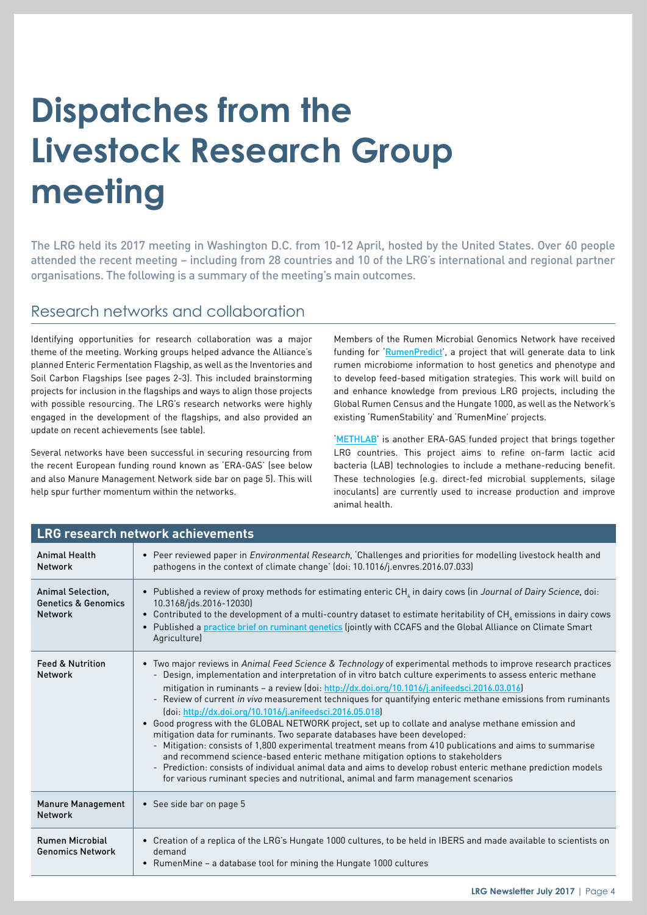# Dispatches from the Livestock Research Group meeting

The LRG held its 2017 meeting in Washington D.C. from 10-12 April, hosted by the United States. Over 60 people attended the recent meeting – including from 28 countries and 10 of the LRG's international and regional partner organisations. The following is a summary of the meeting's main outcomes.

## Research networks and collaboration

Identifying opportunities for research collaboration was a major theme of the meeting. Working groups helped advance the Alliance's planned Enteric Fermentation Flagship, as well as the Inventories and Soil Carbon Flagships (see pages 2-3). This included brainstorming projects for inclusion in the flagships and ways to align those projects with possible resourcing. The LRG's research networks were highly engaged in the development of the flagships, and also provided an update on recent achievements (see table).

Several networks have been successful in securing resourcing from the recent European funding round known as 'ERA-GAS' (see below and also Manure Management Network side bar on page 5). This will help spur further momentum within the networks.

Members of the Rumen Microbial Genomics Network have received funding for 'RumenPredict', a project that will generate data to link rumen microbiome information to host genetics and phenotype and to develop feed-based mitigation strategies. This work will build on and enhance knowledge from previous LRG projects, including the Global Rumen Census and the Hungate 1000, as well as the Network's existing 'RumenStability' and 'RumenMine' projects.

'METHLAB' is another ERA-GAS funded project that brings together LRG countries. This project aims to refine on-farm lactic acid bacteria (LAB) technologies to include a methane-reducing benefit. These technologies (e.g. direct-fed microbial supplements, silage inoculants) are currently used to increase production and improve animal health.

| LRG research network achievements | |
|---|---|
| Animal Health Network | • Peer reviewed paper in *Environmental Research*, 'Challenges and priorities for modelling livestock health and pathogens in the context of climate change' (doi: 10.1016/j.envres.2016.07.033) |
| Animal Selection, Genetics & Genomics Network | • Published a review of proxy methods for estimating enteric $CH_4$ in dairy cows (in *Journal of Dairy Science*, doi: 10.3168/jds.2016-12030)<br>• Contributed to the development of a multi-country dataset to estimate heritability of $CH_4$ emissions in dairy cows<br>• Published a practice brief on ruminant genetics (jointly with CCAFS and the Global Alliance on Climate Smart Agriculture) |
| Feed & Nutrition Network | • Two major reviews in *Animal Feed Science & Technology* of experimental methods to improve research practices<br>- Design, implementation and interpretation of in vitro batch culture experiments to assess enteric methane mitigation in ruminants – a review (doi: http://dx.doi.org/10.1016/j.anifeedsci.2016.03.016)<br>- Review of current *in vivo* measurement techniques for quantifying enteric methane emissions from ruminants (doi: http://dx.doi.org/10.1016/j.anifeedsci.2016.05.018)<br>• Good progress with the GLOBAL NETWORK project, set up to collate and analyse methane emission and mitigation data for ruminants. Two separate databases have been developed:<br>- Mitigation: consists of 1,800 experimental treatment means from 410 publications and aims to summarise and recommend science-based enteric methane mitigation options to stakeholders<br>- Prediction: consists of individual animal data and aims to develop robust enteric methane prediction models for various ruminant species and nutritional, animal and farm management scenarios |
| Manure Management Network | • See side bar on page 5 |
| Rumen Microbial Genomics Network | • Creation of a replica of the LRG's Hungate 1000 cultures, to be held in IBERS and made available to scientists on demand<br>• RumenMine – a database tool for mining the Hungate 1000 cultures |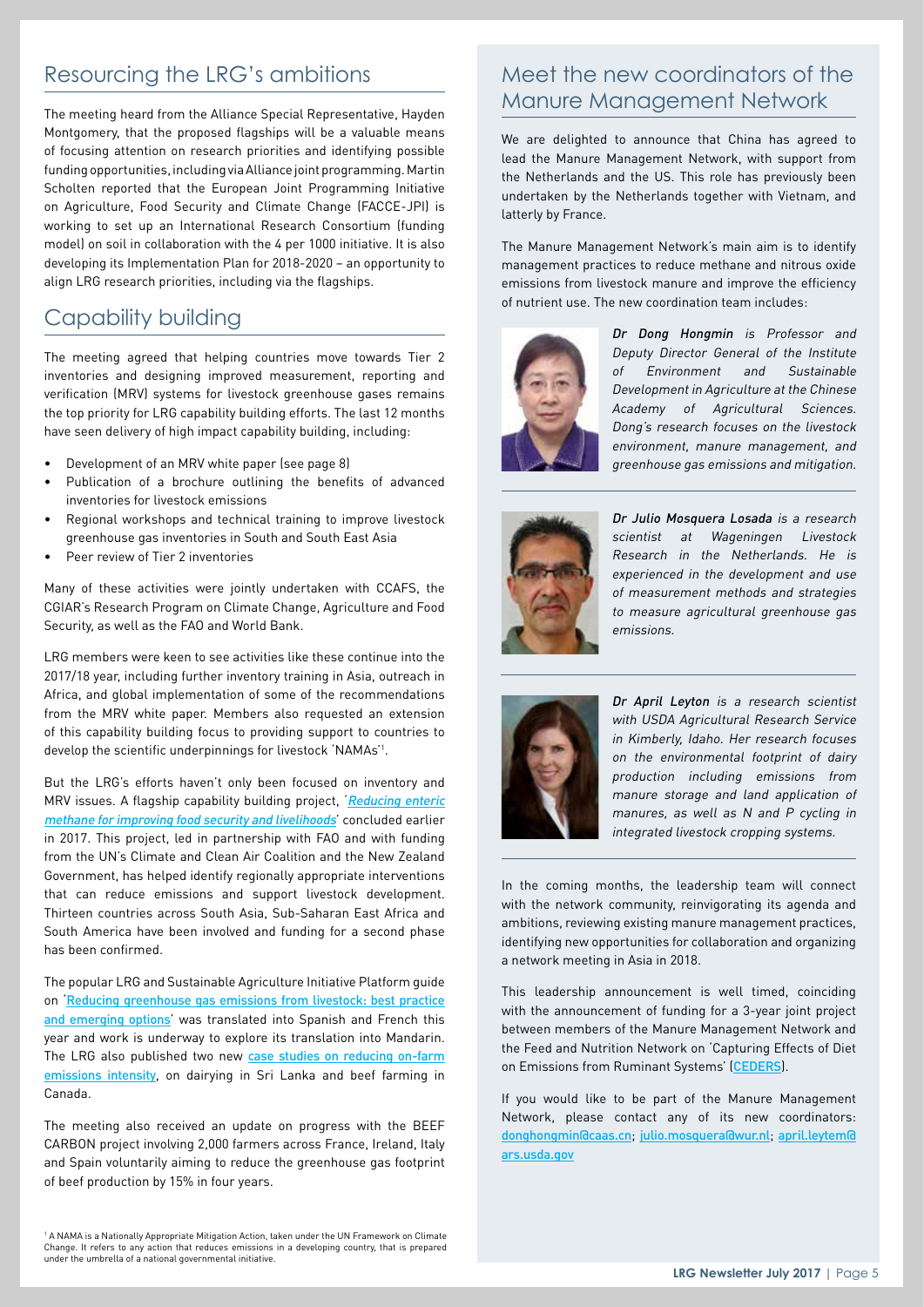## Resourcing the LRG's ambitions

The meeting heard from the Alliance Special Representative, Hayden Montgomery, that the proposed flagships will be a valuable means of focusing attention on research priorities and identifying possible funding opportunities, including via Alliance joint programming. Martin Scholten reported that the European Joint Programming Initiative on Agriculture, Food Security and Climate Change (FACCE-JPI) is working to set up an International Research Consortium (funding model) on soil in collaboration with the 4 per 1000 initiative. It is also developing its Implementation Plan for 2018-2020 – an opportunity to align LRG research priorities, including via the flagships.

## Capability building

The meeting agreed that helping countries move towards Tier 2 inventories and designing improved measurement, reporting and verification (MRV) systems for livestock greenhouse gases remains the top priority for LRG capability building efforts. The last 12 months have seen delivery of high impact capability building, including:

- Development of an MRV white paper (see page 8)
- Publication of a brochure outlining the benefits of advanced inventories for livestock emissions
- Regional workshops and technical training to improve livestock greenhouse gas inventories in South and South East Asia
- Peer review of Tier 2 inventories

Many of these activities were jointly undertaken with CCAFS, the CGIAR's Research Program on Climate Change, Agriculture and Food Security, as well as the FAO and World Bank.

LRG members were keen to see activities like these continue into the 2017/18 year, including further inventory training in Asia, outreach in Africa, and global implementation of some of the recommendations from the MRV white paper. Members also requested an extension of this capability building focus to providing support to countries to develop the scientific underpinnings for livestock 'NAMAs'[1].

But the LRG's efforts haven't only been focused on inventory and MRV issues. A flagship capability building project, '*Reducing enteric methane for improving food security and livelihoods*' concluded earlier in 2017. This project, led in partnership with FAO and with funding from the UN's Climate and Clean Air Coalition and the New Zealand Government, has helped identify regionally appropriate interventions that can reduce emissions and support livestock development. Thirteen countries across South Asia, Sub-Saharan East Africa and South America have been involved and funding for a second phase has been confirmed.

The popular LRG and Sustainable Agriculture Initiative Platform guide on 'Reducing greenhouse gas emissions from livestock: best practice and emerging options' was translated into Spanish and French this year and work is underway to explore its translation into Mandarin. The LRG also published two new case studies on reducing on-farm emissions intensity, on dairying in Sri Lanka and beef farming in Canada.

The meeting also received an update on progress with the BEEF CARBON project involving 2,000 farmers across France, Ireland, Italy and Spain voluntarily aiming to reduce the greenhouse gas footprint of beef production by 15% in four years.

[1] A NAMA is a Nationally Appropriate Mitigation Action, taken under the UN Framework on Climate Change. It refers to any action that reduces emissions in a developing country, that is prepared under the umbrella of a national governmental initiative.

## Meet the new coordinators of the Manure Management Network

We are delighted to announce that China has agreed to lead the Manure Management Network, with support from the Netherlands and the US. This role has previously been undertaken by the Netherlands together with Vietnam, and latterly by France.

The Manure Management Network's main aim is to identify management practices to reduce methane and nitrous oxide emissions from livestock manure and improve the efficiency of nutrient use. The new coordination team includes:

*Dr Dong Hongmin is Professor and Deputy Director General of the Institute of Environment and Sustainable Development in Agriculture at the Chinese Academy of Agricultural Sciences. Dong's research focuses on the livestock environment, manure management, and greenhouse gas emissions and mitigation.*

*Dr Julio Mosquera Losada is a research scientist at Wageningen Livestock Research in the Netherlands. He is experienced in the development and use of measurement methods and strategies to measure agricultural greenhouse gas emissions.*

*Dr April Leyton is a research scientist with USDA Agricultural Research Service in Kimberly, Idaho. Her research focuses on the environmental footprint of dairy production including emissions from manure storage and land application of manures, as well as N and P cycling in integrated livestock cropping systems.*

In the coming months, the leadership team will connect with the network community, reinvigorating its agenda and ambitions, reviewing existing manure management practices, identifying new opportunities for collaboration and organizing a network meeting in Asia in 2018.

This leadership announcement is well timed, coinciding with the announcement of funding for a 3-year joint project between members of the Manure Management Network and the Feed and Nutrition Network on 'Capturing Effects of Diet on Emissions from Ruminant Systems' (CEDERS).

If you would like to be part of the Manure Management Network, please contact any of its new coordinators: donghongmin@caas.cn; julio.mosquera@wur.nl; april.leytem@ars.usda.gov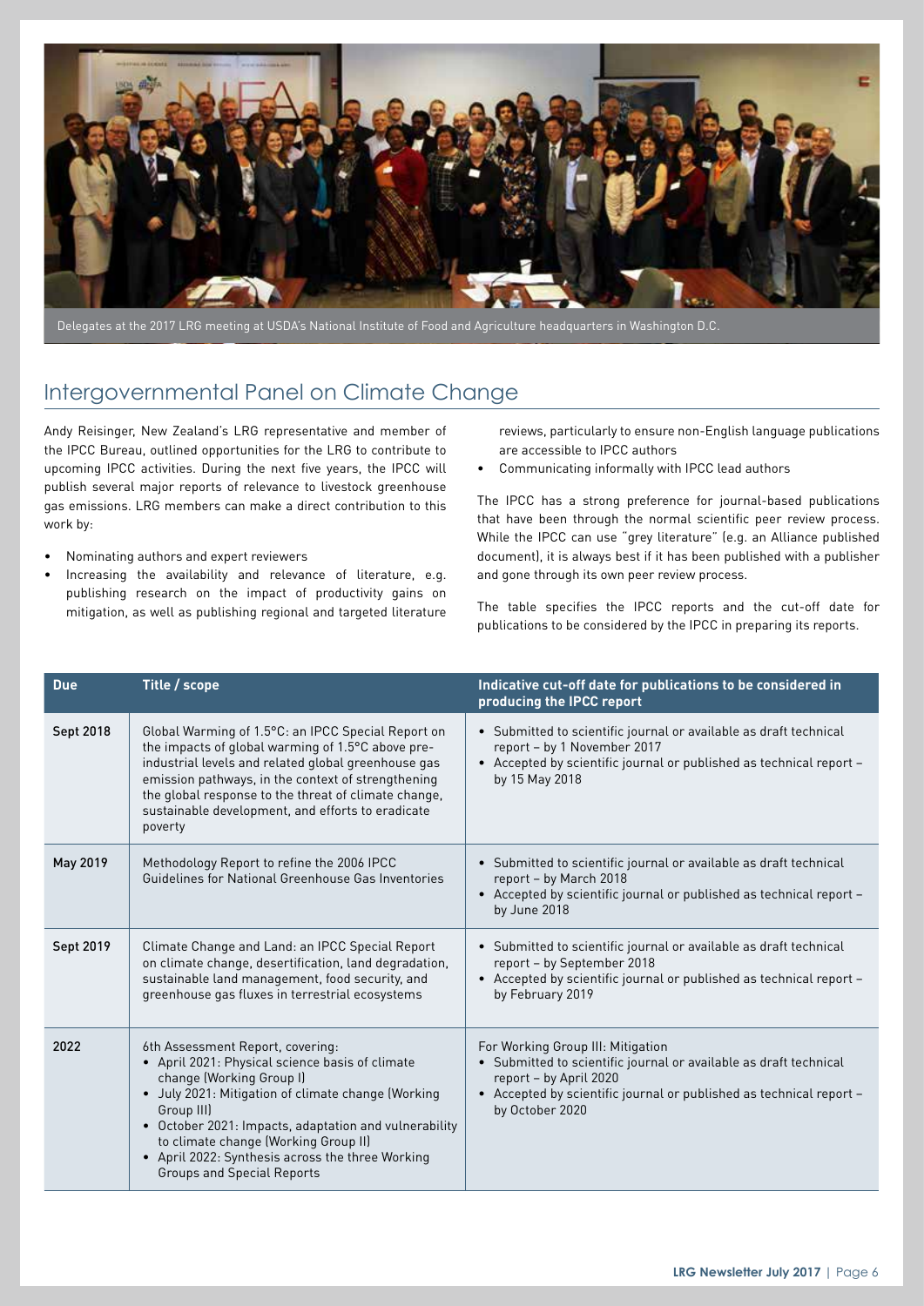Delegates at the 2017 LRG meeting at USDA's National Institute of Food and Agriculture headquarters in Washington D.C.

## Intergovernmental Panel on Climate Change

Andy Reisinger, New Zealand's LRG representative and member of the IPCC Bureau, outlined opportunities for the LRG to contribute to upcoming IPCC activities. During the next five years, the IPCC will publish several major reports of relevance to livestock greenhouse gas emissions. LRG members can make a direct contribution to this work by:

- Nominating authors and expert reviewers
- Increasing the availability and relevance of literature, e.g. publishing research on the impact of productivity gains on mitigation, as well as publishing regional and targeted literature reviews, particularly to ensure non-English language publications are accessible to IPCC authors
- Communicating informally with IPCC lead authors

The IPCC has a strong preference for journal-based publications that have been through the normal scientific peer review process. While the IPCC can use "grey literature" (e.g. an Alliance published document), it is always best if it has been published with a publisher and gone through its own peer review process.

The table specifies the IPCC reports and the cut-off date for publications to be considered by the IPCC in preparing its reports.

| Due | Title / scope | Indicative cut-off date for publications to be considered in producing the IPCC report |
|---|---|---|
| Sept 2018 | Global Warming of 1.5°C: an IPCC Special Report on the impacts of global warming of 1.5°C above pre-industrial levels and related global greenhouse gas emission pathways, in the context of strengthening the global response to the threat of climate change, sustainable development, and efforts to eradicate poverty | • Submitted to scientific journal or available as draft technical report – by 1 November 2017<br>• Accepted by scientific journal or published as technical report – by 15 May 2018 |
| May 2019 | Methodology Report to refine the 2006 IPCC Guidelines for National Greenhouse Gas Inventories | • Submitted to scientific journal or available as draft technical report – by March 2018<br>• Accepted by scientific journal or published as technical report – by June 2018 |
| Sept 2019 | Climate Change and Land: an IPCC Special Report on climate change, desertification, land degradation, sustainable land management, food security, and greenhouse gas fluxes in terrestrial ecosystems | • Submitted to scientific journal or available as draft technical report – by September 2018<br>• Accepted by scientific journal or published as technical report – by February 2019 |
| 2022 | 6th Assessment Report, covering:<br>• April 2021: Physical science basis of climate change (Working Group I)<br>• July 2021: Mitigation of climate change (Working Group III)<br>• October 2021: Impacts, adaptation and vulnerability to climate change (Working Group II)<br>• April 2022: Synthesis across the three Working Groups and Special Reports | For Working Group III: Mitigation<br>• Submitted to scientific journal or available as draft technical report – by April 2020<br>• Accepted by scientific journal or published as technical report – by October 2020 |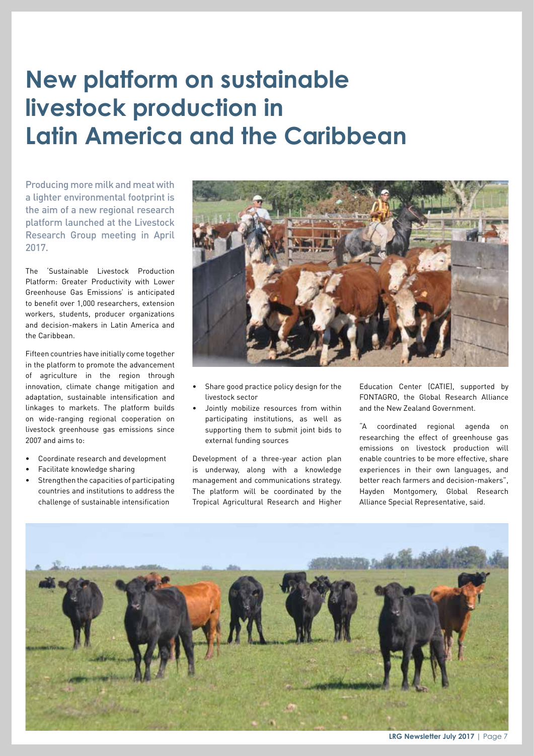# New platform on sustainable livestock production in Latin America and the Caribbean

Producing more milk and meat with a lighter environmental footprint is the aim of a new regional research platform launched at the Livestock Research Group meeting in April 2017.

The 'Sustainable Livestock Production Platform: Greater Productivity with Lower Greenhouse Gas Emissions' is anticipated to benefit over 1,000 researchers, extension workers, students, producer organizations and decision-makers in Latin America and the Caribbean.

Fifteen countries have initially come together in the platform to promote the advancement of agriculture in the region through innovation, climate change mitigation and adaptation, sustainable intensification and linkages to markets. The platform builds on wide-ranging regional cooperation on livestock greenhouse gas emissions since 2007 and aims to:

- Coordinate research and development
- Facilitate knowledge sharing
- Strengthen the capacities of participating countries and institutions to address the challenge of sustainable intensification
- Share good practice policy design for the livestock sector
- Jointly mobilize resources from within participating institutions, as well as supporting them to submit joint bids to external funding sources

Development of a three-year action plan is underway, along with a knowledge management and communications strategy. The platform will be coordinated by the Tropical Agricultural Research and Higher Education Center (CATIE), supported by FONTAGRO, the Global Research Alliance and the New Zealand Government.

"A coordinated regional agenda on researching the effect of greenhouse gas emissions on livestock production will enable countries to be more effective, share experiences in their own languages, and better reach farmers and decision-makers", Hayden Montgomery, Global Research Alliance Special Representative, said.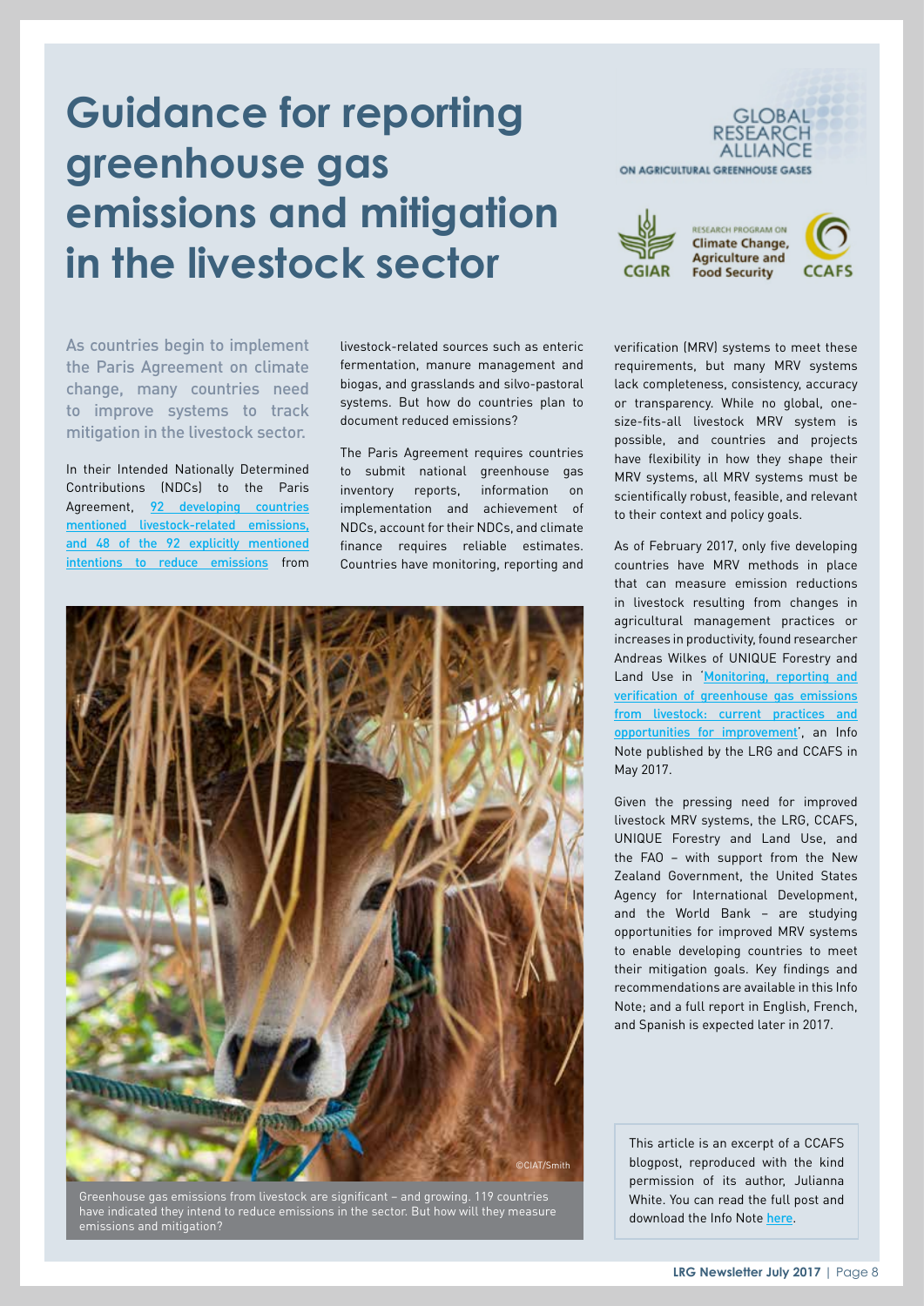# Guidance for reporting greenhouse gas emissions and mitigation in the livestock sector

As countries begin to implement the Paris Agreement on climate change, many countries need to improve systems to track mitigation in the livestock sector.

In their Intended Nationally Determined Contributions (NDCs) to the Paris Agreement, 92 developing countries mentioned livestock-related emissions, and 48 of the 92 explicitly mentioned intentions to reduce emissions from livestock-related sources such as enteric fermentation, manure management and biogas, and grasslands and silvo-pastoral systems. But how do countries plan to document reduced emissions?

The Paris Agreement requires countries to submit national greenhouse gas inventory reports, information on implementation and achievement of NDCs, account for their NDCs, and climate finance requires reliable estimates. Countries have monitoring, reporting and verification (MRV) systems to meet these requirements, but many MRV systems lack completeness, consistency, accuracy or transparency. While no global, one-size-fits-all livestock MRV system is possible, and countries and projects have flexibility in how they shape their MRV systems, all MRV systems must be scientifically robust, feasible, and relevant to their context and policy goals.

As of February 2017, only five developing countries have MRV methods in place that can measure emission reductions in livestock resulting from changes in agricultural management practices or increases in productivity, found researcher Andreas Wilkes of UNIQUE Forestry and Land Use in 'Monitoring, reporting and verification of greenhouse gas emissions from livestock: current practices and opportunities for improvement', an Info Note published by the LRG and CCAFS in May 2017.

Given the pressing need for improved livestock MRV systems, the LRG, CCAFS, UNIQUE Forestry and Land Use, and the FAO – with support from the New Zealand Government, the United States Agency for International Development, and the World Bank – are studying opportunities for improved MRV systems to enable developing countries to meet their mitigation goals. Key findings and recommendations are available in this Info Note; and a full report in English, French, and Spanish is expected later in 2017.

©CIAT/Smith

Greenhouse gas emissions from livestock are significant – and growing. 119 countries have indicated they intend to reduce emissions in the sector. But how will they measure emissions and mitigation?

This article is an excerpt of a CCAFS blogpost, reproduced with the kind permission of its author, Julianna White. You can read the full post and download the Info Note here.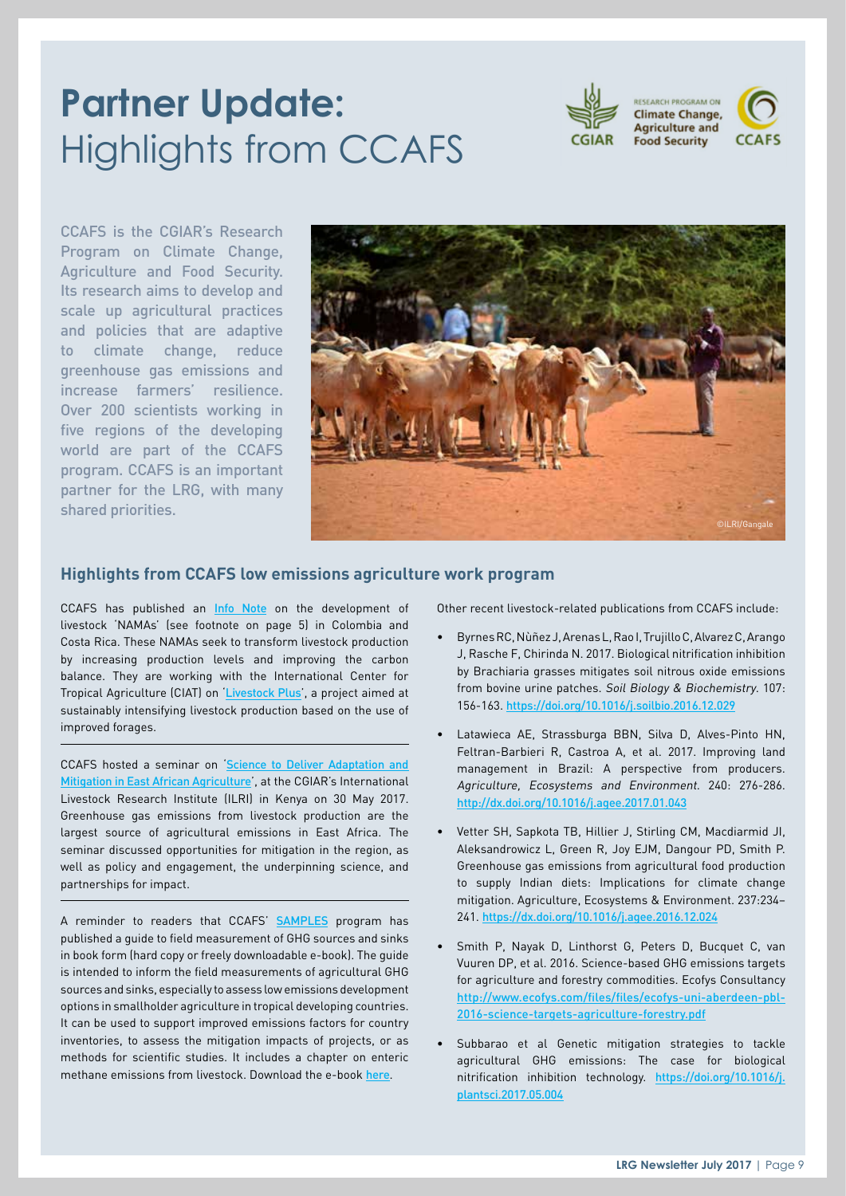# **Partner Update:** Highlights from CCAFS

CCAFS is the CGIAR's Research Program on Climate Change, Agriculture and Food Security. Its research aims to develop and scale up agricultural practices and policies that are adaptive to climate change, reduce greenhouse gas emissions and increase farmers' resilience. Over 200 scientists working in five regions of the developing world are part of the CCAFS program. CCAFS is an important partner for the LRG, with many shared priorities.

## Highlights from CCAFS low emissions agriculture work program

CCAFS has published an Info Note on the development of livestock 'NAMAs' (see footnote on page 5) in Colombia and Costa Rica. These NAMAs seek to transform livestock production by increasing production levels and improving the carbon balance. They are working with the International Center for Tropical Agriculture (CIAT) on 'Livestock Plus', a project aimed at sustainably intensifying livestock production based on the use of improved forages.

CCAFS hosted a seminar on 'Science to Deliver Adaptation and Mitigation in East African Agriculture', at the CGIAR's International Livestock Research Institute (ILRI) in Kenya on 30 May 2017. Greenhouse gas emissions from livestock production are the largest source of agricultural emissions in East Africa. The seminar discussed opportunities for mitigation in the region, as well as policy and engagement, the underpinning science, and partnerships for impact.

A reminder to readers that CCAFS' SAMPLES program has published a guide to field measurement of GHG sources and sinks in book form (hard copy or freely downloadable e-book). The guide is intended to inform the field measurements of agricultural GHG sources and sinks, especially to assess low emissions development options in smallholder agriculture in tropical developing countries. It can be used to support improved emissions factors for country inventories, to assess the mitigation impacts of projects, or as methods for scientific studies. It includes a chapter on enteric methane emissions from livestock. Download the e-book here.

Other recent livestock-related publications from CCAFS include:

- Byrnes RC, Nùñez J, Arenas L, Rao I, Trujillo C, Alvarez C, Arango J, Rasche F, Chirinda N. 2017. Biological nitrification inhibition by Brachiaria grasses mitigates soil nitrous oxide emissions from bovine urine patches. *Soil Biology & Biochemistry*. 107: 156-163. https://doi.org/10.1016/j.soilbio.2016.12.029
- Latawieca AE, Strassburga BBN, Silva D, Alves-Pinto HN, Feltran-Barbieri R, Castroa A, et al. 2017. Improving land management in Brazil: A perspective from producers. *Agriculture, Ecosystems and Environment*. 240: 276-286. http://dx.doi.org/10.1016/j.agee.2017.01.043
- Vetter SH, Sapkota TB, Hillier J, Stirling CM, Macdiarmid JI, Aleksandrowicz L, Green R, Joy EJM, Dangour PD, Smith P. Greenhouse gas emissions from agricultural food production to supply Indian diets: Implications for climate change mitigation. Agriculture, Ecosystems & Environment. 237:234–241. https://dx.doi.org/10.1016/j.agee.2016.12.024
- Smith P, Nayak D, Linthorst G, Peters D, Bucquet C, van Vuuren DP, et al. 2016. Science-based GHG emissions targets for agriculture and forestry commodities. Ecofys Consultancy http://www.ecofys.com/files/files/ecofys-uni-aberdeen-pbl-2016-science-targets-agriculture-forestry.pdf
- Subbarao et al Genetic mitigation strategies to tackle agricultural GHG emissions: The case for biological nitrification inhibition technology. https://doi.org/10.1016/j.plantsci.2017.05.004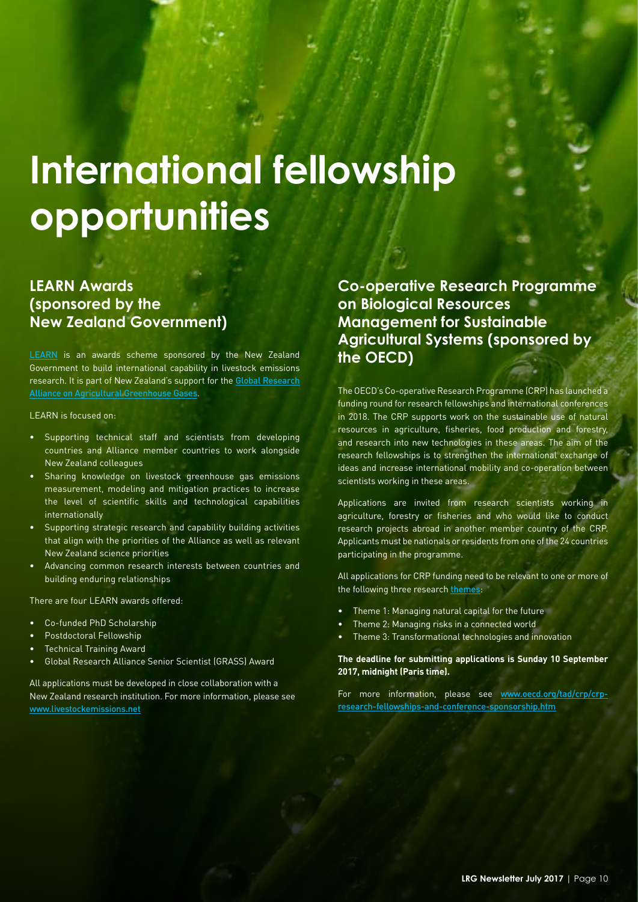# International fellowship opportunities

## LEARN Awards (sponsored by the New Zealand Government)

LEARN is an awards scheme sponsored by the New Zealand Government to build international capability in livestock emissions research. It is part of New Zealand's support for the Global Research Alliance on Agricultural Greenhouse Gases.

LEARN is focused on:

- Supporting technical staff and scientists from developing countries and Alliance member countries to work alongside New Zealand colleagues
- Sharing knowledge on livestock greenhouse gas emissions measurement, modeling and mitigation practices to increase the level of scientific skills and technological capabilities internationally
- Supporting strategic research and capability building activities that align with the priorities of the Alliance as well as relevant New Zealand science priorities
- Advancing common research interests between countries and building enduring relationships

There are four LEARN awards offered:

- Co-funded PhD Scholarship
- Postdoctoral Fellowship
- Technical Training Award
- Global Research Alliance Senior Scientist (GRASS) Award

All applications must be developed in close collaboration with a New Zealand research institution. For more information, please see www.livestockemissions.net

## Co-operative Research Programme on Biological Resources Management for Sustainable Agricultural Systems (sponsored by the OECD)

The OECD's Co-operative Research Programme (CRP) has launched a funding round for research fellowships and international conferences in 2018. The CRP supports work on the sustainable use of natural resources in agriculture, fisheries, food production and forestry, and research into new technologies in these areas. The aim of the research fellowships is to strengthen the international exchange of ideas and increase international mobility and co-operation between scientists working in these areas.

Applications are invited from research scientists working in agriculture, forestry or fisheries and who would like to conduct research projects abroad in another member country of the CRP. Applicants must be nationals or residents from one of the 24 countries participating in the programme.

All applications for CRP funding need to be relevant to one or more of the following three research themes:

- Theme 1: Managing natural capital for the future
- Theme 2: Managing risks in a connected world
- Theme 3: Transformational technologies and innovation

**The deadline for submitting applications is Sunday 10 September 2017, midnight (Paris time).**

For more information, please see www.oecd.org/tad/crp/crp-research-fellowships-and-conference-sponsorship.htm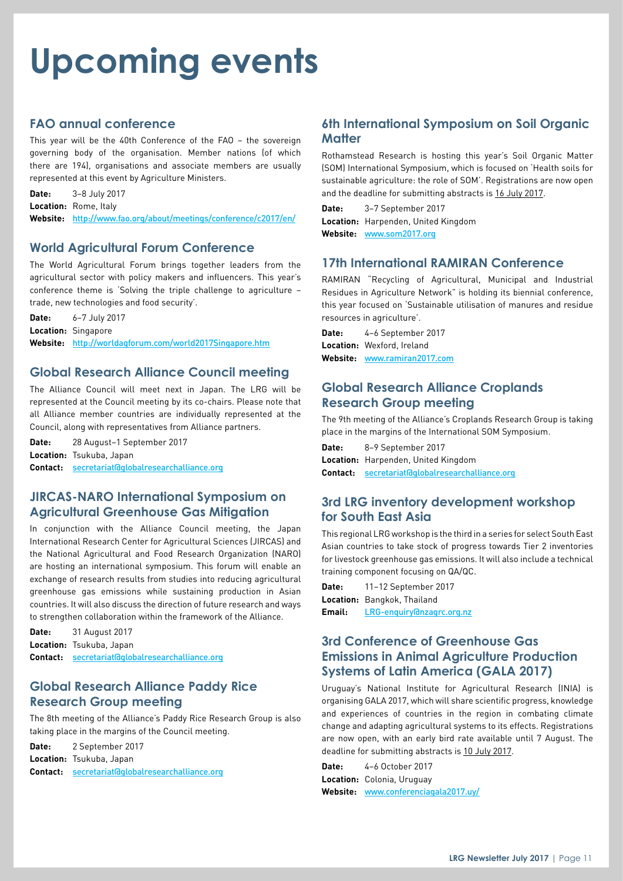# Upcoming events

## FAO annual conference

This year will be the 40th Conference of the FAO – the sovereign governing body of the organisation. Member nations (of which there are 194), organisations and associate members are usually represented at this event by Agriculture Ministers.

**Date:** 3–8 July 2017
**Location:** Rome, Italy
**Website:** http://www.fao.org/about/meetings/conference/c2017/en/

## World Agricultural Forum Conference

The World Agricultural Forum brings together leaders from the agricultural sector with policy makers and influencers. This year's conference theme is 'Solving the triple challenge to agriculture – trade, new technologies and food security'.

**Date:** 6–7 July 2017
**Location:** Singapore
**Website:** http://worldagforum.com/world2017Singapore.htm

## Global Research Alliance Council meeting

The Alliance Council will meet next in Japan. The LRG will be represented at the Council meeting by its co-chairs. Please note that all Alliance member countries are individually represented at the Council, along with representatives from Alliance partners.

**Date:** 28 August–1 September 2017
**Location:** Tsukuba, Japan
**Contact:** secretariat@globalresearchalliance.org

## JIRCAS-NARO International Symposium on Agricultural Greenhouse Gas Mitigation

In conjunction with the Alliance Council meeting, the Japan International Research Center for Agricultural Sciences (JIRCAS) and the National Agricultural and Food Research Organization (NARO) are hosting an international symposium. This forum will enable an exchange of research results from studies into reducing agricultural greenhouse gas emissions while sustaining production in Asian countries. It will also discuss the direction of future research and ways to strengthen collaboration within the framework of the Alliance.

**Date:** 31 August 2017
**Location:** Tsukuba, Japan
**Contact:** secretariat@globalresearchalliance.org

## Global Research Alliance Paddy Rice Research Group meeting

The 8th meeting of the Alliance's Paddy Rice Research Group is also taking place in the margins of the Council meeting.

**Date:** 2 September 2017
**Location:** Tsukuba, Japan
**Contact:** secretariat@globalresearchalliance.org

## 6th International Symposium on Soil Organic Matter

Rothamstead Research is hosting this year's Soil Organic Matter (SOM) International Symposium, which is focused on 'Health soils for sustainable agriculture: the role of SOM'. Registrations are now open and the deadline for submitting abstracts is 16 July 2017.

**Date:** 3–7 September 2017
**Location:** Harpenden, United Kingdom
**Website:** www.som2017.org

## 17th International RAMIRAN Conference

RAMIRAN "Recycling of Agricultural, Municipal and Industrial Residues in Agriculture Network" is holding its biennial conference, this year focused on 'Sustainable utilisation of manures and residue resources in agriculture'.

**Date:** 4–6 September 2017
**Location:** Wexford, Ireland
**Website:** www.ramiran2017.com

## Global Research Alliance Croplands Research Group meeting

The 9th meeting of the Alliance's Croplands Research Group is taking place in the margins of the International SOM Symposium.

**Date:** 8–9 September 2017
**Location:** Harpenden, United Kingdom
**Contact:** secretariat@globalresearchalliance.org

## 3rd LRG inventory development workshop for South East Asia

This regional LRG workshop is the third in a series for select South East Asian countries to take stock of progress towards Tier 2 inventories for livestock greenhouse gas emissions. It will also include a technical training component focusing on QA/QC.

**Date:** 11–12 September 2017
**Location:** Bangkok, Thailand
**Email:** LRG-enquiry@nzagrc.org.nz

## 3rd Conference of Greenhouse Gas Emissions in Animal Agriculture Production Systems of Latin America (GALA 2017)

Uruguay's National Institute for Agricultural Research (INIA) is organising GALA 2017, which will share scientific progress, knowledge and experiences of countries in the region in combating climate change and adapting agricultural systems to its effects. Registrations are now open, with an early bird rate available until 7 August. The deadline for submitting abstracts is 10 July 2017.

**Date:** 4–6 October 2017
**Location:** Colonia, Uruguay
**Website:** www.conferenciagala2017.uy/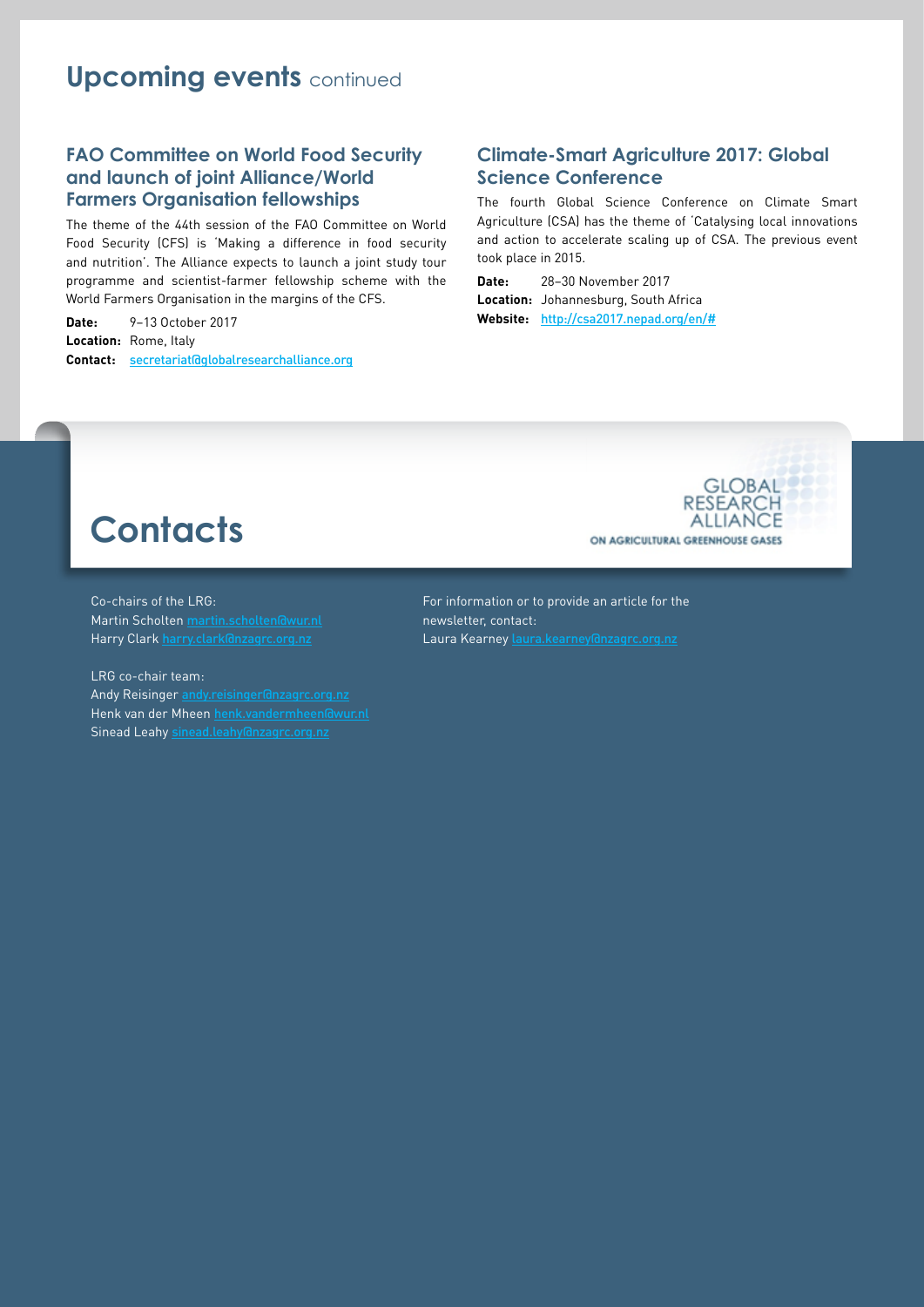## Upcoming events continued

### FAO Committee on World Food Security and launch of joint Alliance/World Farmers Organisation fellowships

The theme of the 44th session of the FAO Committee on World Food Security (CFS) is 'Making a difference in food security and nutrition'. The Alliance expects to launch a joint study tour programme and scientist-farmer fellowship scheme with the World Farmers Organisation in the margins of the CFS.

**Date:** 9–13 October 2017
**Location:** Rome, Italy
**Contact:** secretariat@globalresearchalliance.org

### Climate-Smart Agriculture 2017: Global Science Conference

The fourth Global Science Conference on Climate Smart Agriculture (CSA) has the theme of 'Catalysing local innovations and action to accelerate scaling up of CSA. The previous event took place in 2015.

**Date:** 28–30 November 2017
**Location:** Johannesburg, South Africa
**Website:** http://csa2017.nepad.org/en/#

# Contacts

GLOBAL RESEARCH ALLIANCE ON AGRICULTURAL GREENHOUSE GASES

Co-chairs of the LRG:
Martin Scholten martin.scholten@wur.nl
Harry Clark harry.clark@nzagrc.org.nz

LRG co-chair team:
Andy Reisinger andy.reisinger@nzagrc.org.nz
Henk van der Mheen henk.vandermheen@wur.nl
Sinead Leahy sinead.leahy@nzagrc.org.nz

For information or to provide an article for the newsletter, contact:
Laura Kearney laura.kearney@nzagrc.org.nz